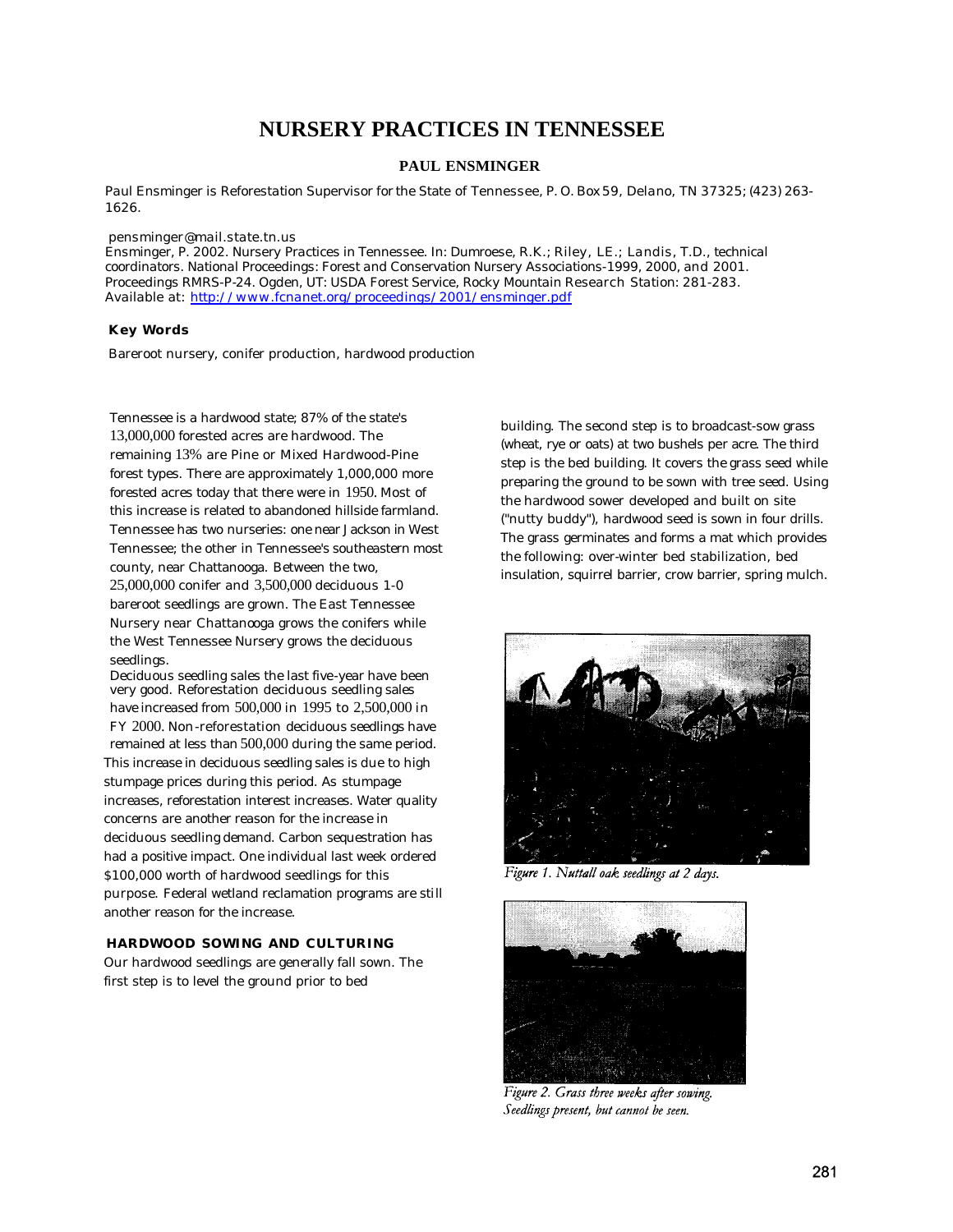# NURSERY PRACTICES IN TENNESSEE

**PAUL ENSMINGER**

Paul Ensminger is Reforestation Supervisor for the State of Tennessee, P. O. Box 59, Delano, TN 37325; (423) 263-1626.

pensminger@mail.state.tn.us

Ensminger, P. 2002. Nursery Practices in Tennessee. In: Dumroese, R.K.; Riley, LE.; Landis, T.D., technical coordinators. National Proceedings: Forest and Conservation Nursery Associations-1999, 2000, and 2001. Proceedings RMRS-P-24. Ogden, UT: USDA Forest Service, Rocky Mountain Research Station: 281-283. Available at: http://www.fcnanet.org/proceedings/2001/ensminger.pdf

**Key Words**

Bareroot nursery, conifer production, hardwood production

Tennessee is a hardwood state; 87% of the state's 13,000,000 forested acres are hardwood. The remaining 13% are Pine or Mixed Hardwood-Pine forest types. There are approximately 1,000,000 more forested acres today that there were in 1950. Most of this increase is related to abandoned hillside farmland. Tennessee has two nurseries: one near Jackson in West Tennessee; the other in Tennessee's southeastern most county, near Chattanooga. Between the two, 25,000,000 conifer and 3,500,000 deciduous 1-0 bareroot seedlings are grown. The East Tennessee Nursery near Chattanooga grows the conifers while the West Tennessee Nursery grows the deciduous seedlings.

Deciduous seedling sales the last five-year have been very good. Reforestation deciduous seedling sales have increased from 500,000 in 1995 to 2,500,000 in FY 2000. Non-reforestation deciduous seedlings have remained at less than 500,000 during the same period. This increase in deciduous seedling sales is due to high stumpage prices during this period. As stumpage increases, reforestation interest increases. Water quality concerns are another reason for the increase in deciduous seedling demand. Carbon sequestration has had a positive impact. One individual last week ordered $100,000 worth of hardwood seedlings for this purpose. Federal wetland reclamation programs are still another reason for the increase.

## HARDWOOD SOWING AND CULTURING

Our hardwood seedlings are generally fall sown. The first step is to level the ground prior to bed building. The second step is to broadcast-sow grass (wheat, rye or oats) at two bushels per acre. The third step is the bed building. It covers the grass seed while preparing the ground to be sown with tree seed. Using the hardwood sower developed and built on site ("nutty buddy"), hardwood seed is sown in four drills. The grass germinates and forms a mat which provides the following: over-winter bed stabilization, bed insulation, squirrel barrier, crow barrier, spring mulch.

*Figure 1. Nuttall oak seedlings at 2 days.*

*Figure 2. Grass three weeks after sowing. Seedlings present, but cannot be seen.*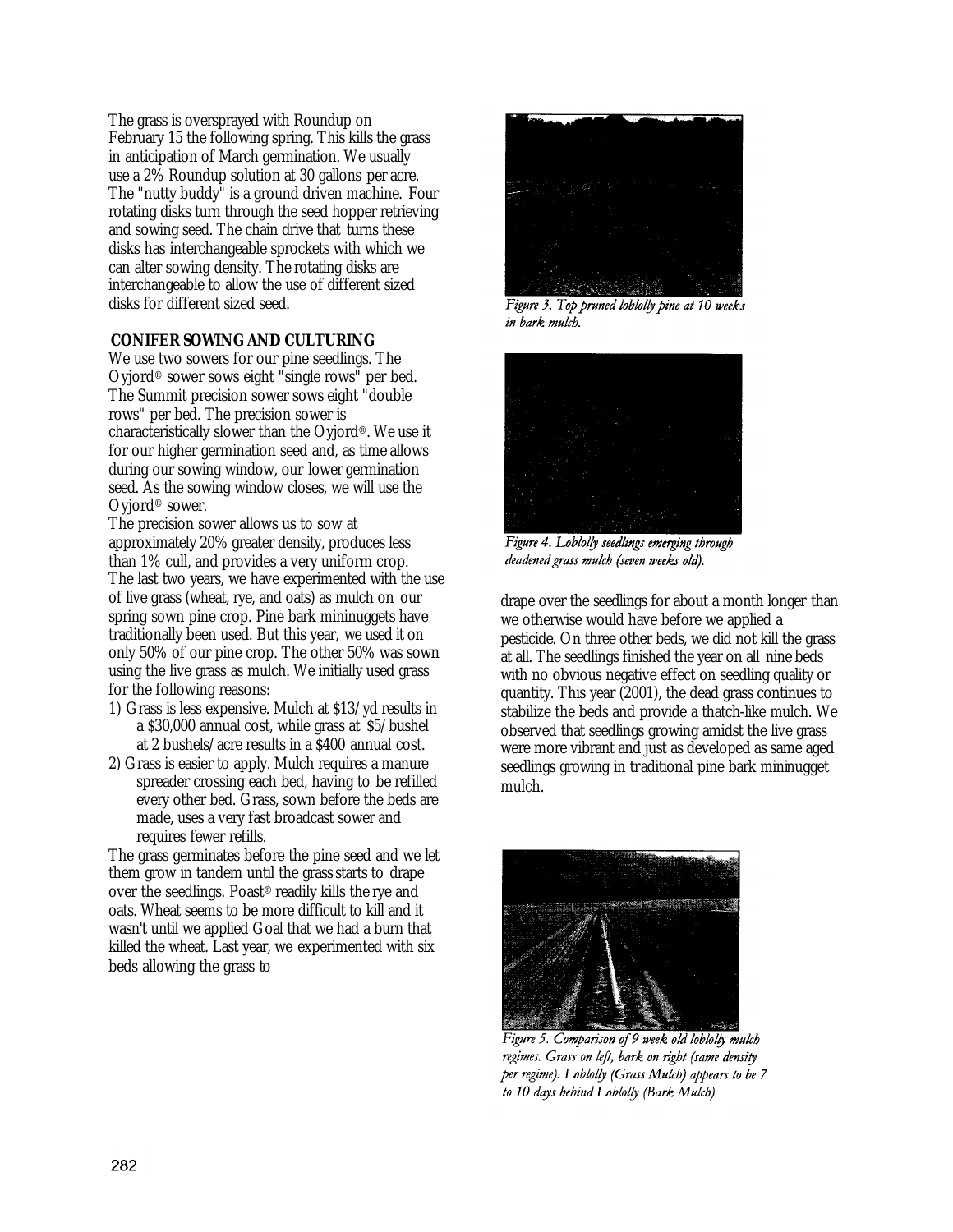The grass is oversprayed with Roundup on February 15 the following spring. This kills the grass in anticipation of March germination. We usually use a 2% Roundup solution at 30 gallons per acre. The "nutty buddy" is a ground driven machine. Four rotating disks turn through the seed hopper retrieving and sowing seed. The chain drive that turns these disks has interchangeable sprockets with which we can alter sowing density. The rotating disks are interchangeable to allow the use of different sized disks for different sized seed.

**CONIFER SOWING AND CULTURING**

We use two sowers for our pine seedlings. The Oyjord® sower sows eight "single rows" per bed. The Summit precision sower sows eight "double rows" per bed. The precision sower is characteristically slower than the Oyjord®. We use it for our higher germination seed and, as time allows during our sowing window, our lower germination seed. As the sowing window closes, we will use the Oyjord® sower.

The precision sower allows us to sow at approximately 20% greater density, produces less than 1% cull, and provides a very uniform crop. The last two years, we have experimented with the use of live grass (wheat, rye, and oats) as mulch on our spring sown pine crop. Pine bark mininuggets have traditionally been used. But this year, we used it on only 50% of our pine crop. The other 50% was sown using the live grass as mulch. We initially used grass for the following reasons:

1) Grass is less expensive. Mulch at $13/yd results in a $30,000 annual cost, while grass at $5/bushel at 2 bushels/acre results in a $400 annual cost.
2) Grass is easier to apply. Mulch requires a manure spreader crossing each bed, having to be refilled every other bed. Grass, sown before the beds are made, uses a very fast broadcast sower and requires fewer refills.

The grass germinates before the pine seed and we let them grow in tandem until the grass starts to drape over the seedlings. Poast® readily kills the rye and oats. Wheat seems to be more difficult to kill and it wasn't until we applied Goal that we had a burn that killed the wheat. Last year, we experimented with six beds allowing the grass to drape over the seedlings for about a month longer than we otherwise would have before we applied a pesticide. On three other beds, we did not kill the grass at all. The seedlings finished the year on all nine beds with no obvious negative effect on seedling quality or quantity. This year (2001), the dead grass continues to stabilize the beds and provide a thatch-like mulch. We observed that seedlings growing amidst the live grass were more vibrant and just as developed as same aged seedlings growing in traditional pine bark mininugget mulch.

*Figure 3. Top pruned loblolly pine at 10 weeks in bark mulch.*

*Figure 4. Loblolly seedlings emerging through deadened grass mulch (seven weeks old).*

*Figure 5. Comparison of 9 week old loblolly mulch regimes. Grass on left, bark on right (same density per regime). Loblolly (Grass Mulch) appears to be 7 to 10 days behind Loblolly (Bark Mulch).*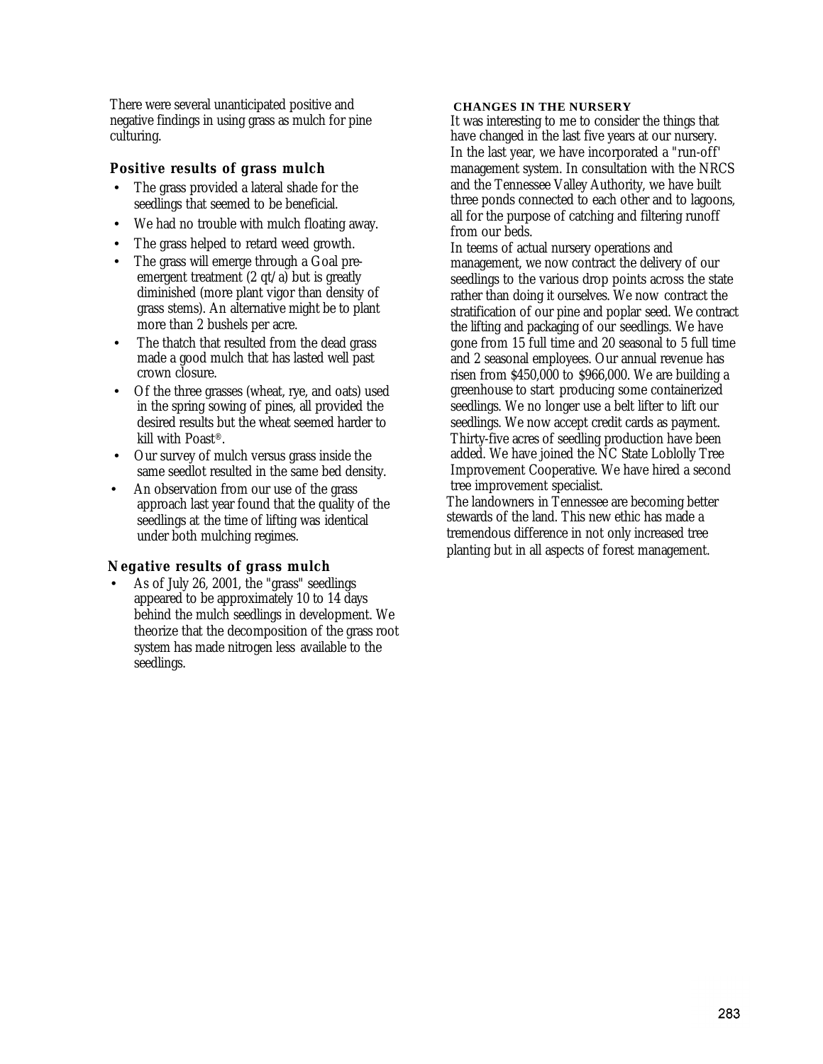There were several unanticipated positive and negative findings in using grass as mulch for pine culturing.

### Positive results of grass mulch

- The grass provided a lateral shade for the seedlings that seemed to be beneficial.
- We had no trouble with mulch floating away.
- The grass helped to retard weed growth.
- The grass will emerge through a Goal pre-emergent treatment (2 qt/a) but is greatly diminished (more plant vigor than density of grass stems). An alternative might be to plant more than 2 bushels per acre.
- The thatch that resulted from the dead grass made a good mulch that has lasted well past crown closure.
- Of the three grasses (wheat, rye, and oats) used in the spring sowing of pines, all provided the desired results but the wheat seemed harder to kill with Poast®.
- Our survey of mulch versus grass inside the same seedlot resulted in the same bed density.
- An observation from our use of the grass approach last year found that the quality of the seedlings at the time of lifting was identical under both mulching regimes.

### Negative results of grass mulch

- As of July 26, 2001, the "grass" seedlings appeared to be approximately 10 to 14 days behind the mulch seedlings in development. We theorize that the decomposition of the grass root system has made nitrogen less available to the seedlings.

### CHANGES IN THE NURSERY

It was interesting to me to consider the things that have changed in the last five years at our nursery. In the last year, we have incorporated a "run-off' management system. In consultation with the NRCS and the Tennessee Valley Authority, we have built three ponds connected to each other and to lagoons, all for the purpose of catching and filtering runoff from our beds.

In teems of actual nursery operations and management, we now contract the delivery of our seedlings to the various drop points across the state rather than doing it ourselves. We now contract the stratification of our pine and poplar seed. We contract the lifting and packaging of our seedlings. We have gone from 15 full time and 20 seasonal to 5 full time and 2 seasonal employees. Our annual revenue has risen from $450,000 to $966,000. We are building a greenhouse to start producing some containerized seedlings. We no longer use a belt lifter to lift our seedlings. We now accept credit cards as payment. Thirty-five acres of seedling production have been added. We have joined the NC State Loblolly Tree Improvement Cooperative. We have hired a second tree improvement specialist.

The landowners in Tennessee are becoming better stewards of the land. This new ethic has made a tremendous difference in not only increased tree planting but in all aspects of forest management.